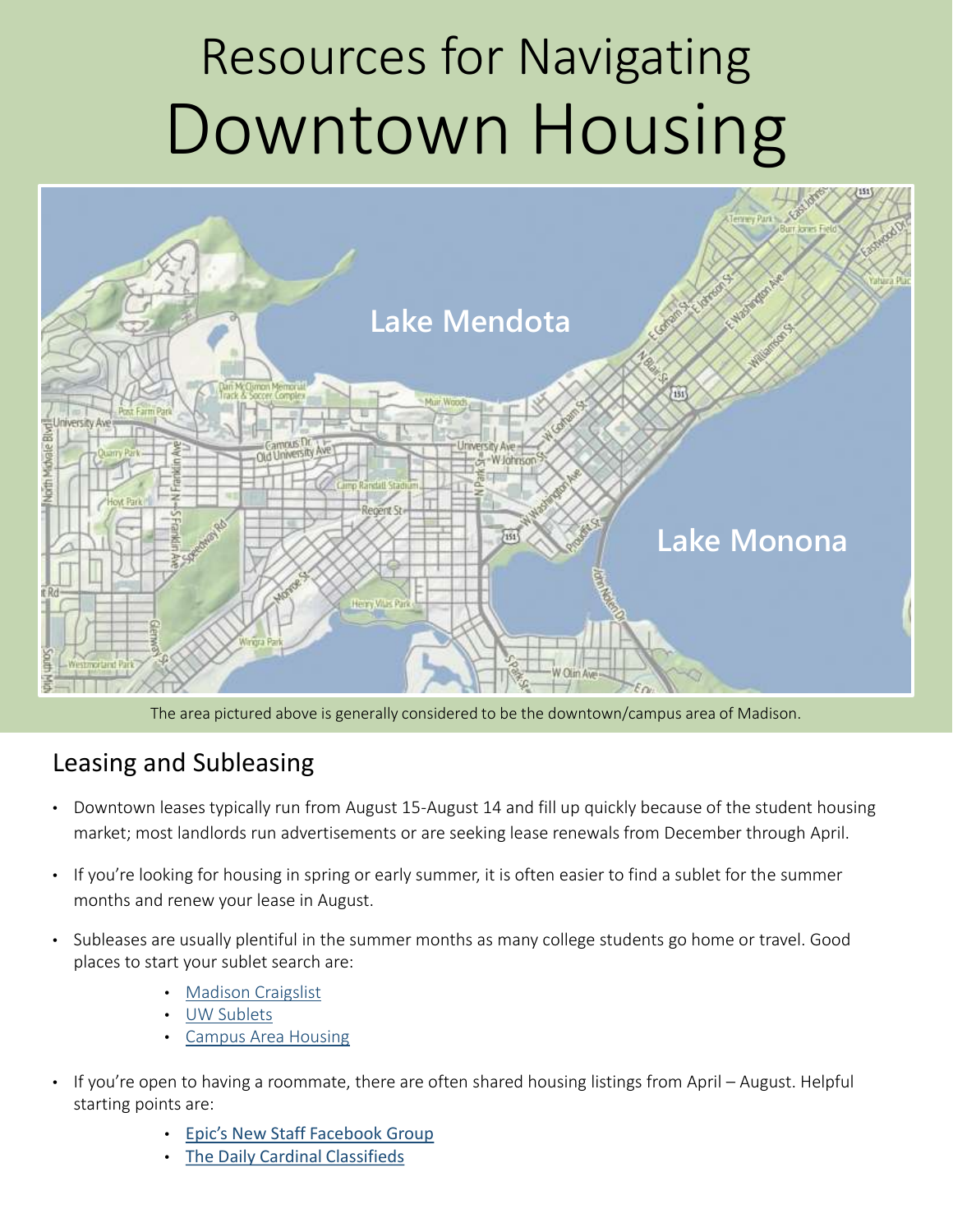# Resources for Navigating Downtown Housing

The area pictured above is generally considered to be the downtown/campus area of Madison.

## Leasing and Subleasing

- Downtown leases typically run from August 15-August 14 and fill up quickly because of the student housing market; most landlords run advertisements or are seeking lease renewals from December through April.
- If you're looking for housing in spring or early summer, it is often easier to find a sublet for the summer months and renew your lease in August.
- Subleases are usually plentiful in the summer months as many college students go home or travel. Good places to start your sublet search are:
  - Madison Craigslist
  - UW Sublets
  - Campus Area Housing
- If you're open to having a roommate, there are often shared housing listings from April – August. Helpful starting points are:
  - Epic's New Staff Facebook Group
  - The Daily Cardinal Classifieds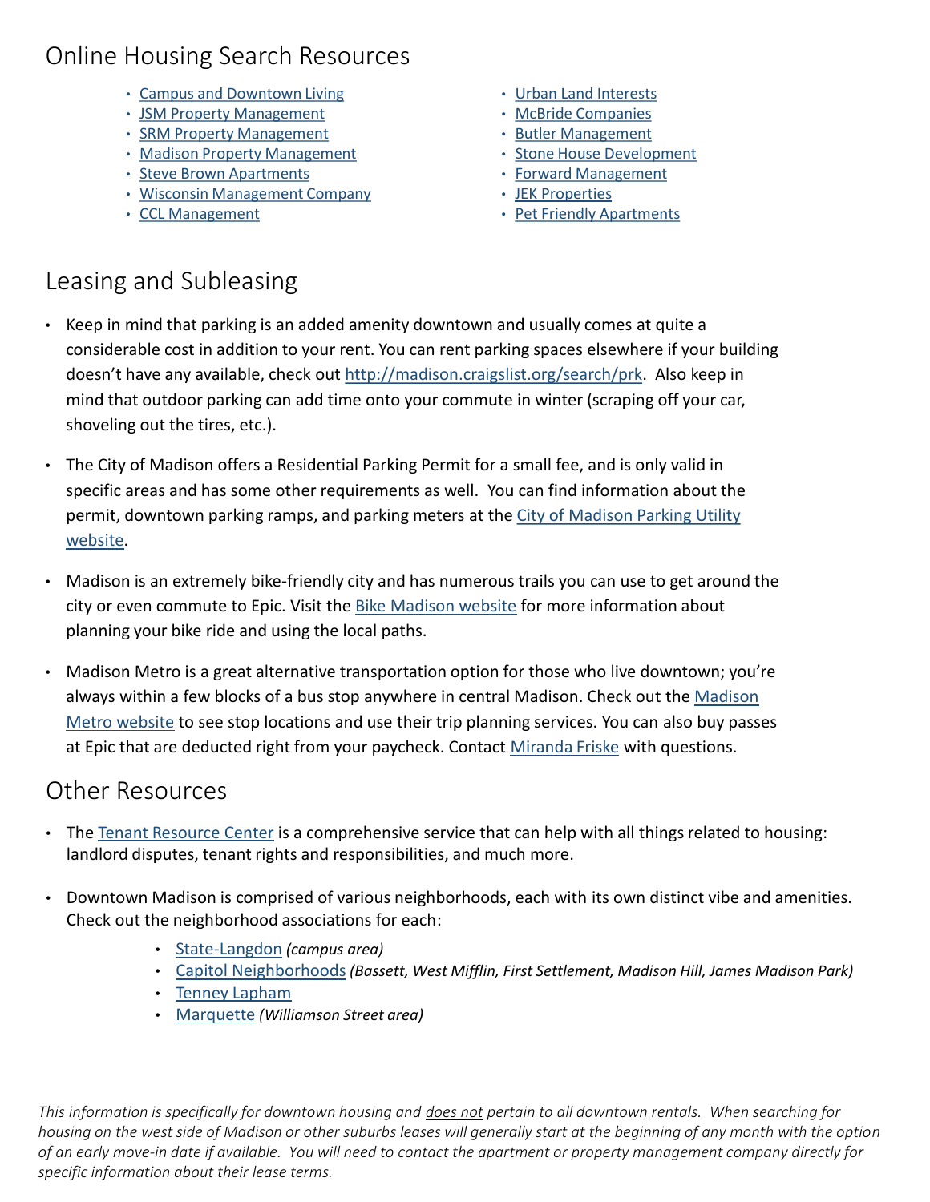## Online Housing Search Resources

- Campus and Downtown Living
- JSM Property Management
- SRM Property Management
- Madison Property Management
- Steve Brown Apartments
- Wisconsin Management Company
- CCL Management
- Urban Land Interests
- McBride Companies
- Butler Management
- Stone House Development
- Forward Management
- JEK Properties
- Pet Friendly Apartments

## Leasing and Subleasing

- Keep in mind that parking is an added amenity downtown and usually comes at quite a considerable cost in addition to your rent. You can rent parking spaces elsewhere if your building doesn't have any available, check out http://madison.craigslist.org/search/prk. Also keep in mind that outdoor parking can add time onto your commute in winter (scraping off your car, shoveling out the tires, etc.).

- The City of Madison offers a Residential Parking Permit for a small fee, and is only valid in specific areas and has some other requirements as well. You can find information about the permit, downtown parking ramps, and parking meters at the City of Madison Parking Utility website.

- Madison is an extremely bike-friendly city and has numerous trails you can use to get around the city or even commute to Epic. Visit the Bike Madison website for more information about planning your bike ride and using the local paths.

- Madison Metro is a great alternative transportation option for those who live downtown; you're always within a few blocks of a bus stop anywhere in central Madison. Check out the Madison Metro website to see stop locations and use their trip planning services. You can also buy passes at Epic that are deducted right from your paycheck. Contact Miranda Friske with questions.

## Other Resources

- The Tenant Resource Center is a comprehensive service that can help with all things related to housing: landlord disputes, tenant rights and responsibilities, and much more.

- Downtown Madison is comprised of various neighborhoods, each with its own distinct vibe and amenities. Check out the neighborhood associations for each:
  - State-Langdon *(campus area)*
  - Capitol Neighborhoods *(Bassett, West Mifflin, First Settlement, Madison Hill, James Madison Park)*
  - Tenney Lapham
  - Marquette *(Williamson Street area)*

*This information is specifically for downtown housing and does not pertain to all downtown rentals. When searching for housing on the west side of Madison or other suburbs leases will generally start at the beginning of any month with the option of an early move-in date if available. You will need to contact the apartment or property management company directly for specific information about their lease terms.*